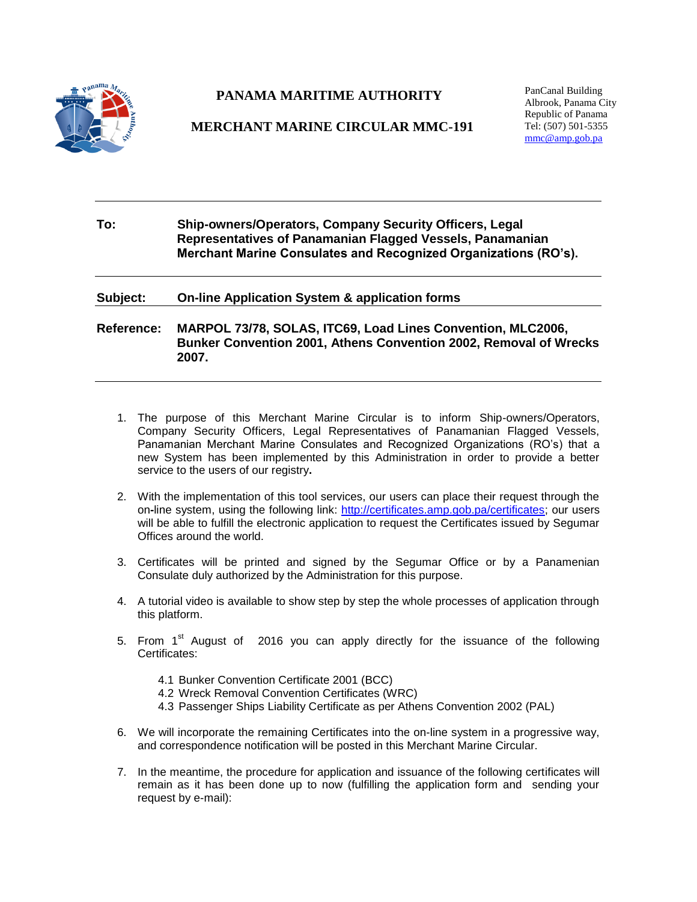# PANAMA MARITIME AUTHORITY

## MERCHANT MARINE CIRCULAR MMC-191

PanCanal Building
Albrook, Panama City
Republic of Panama
Tel: (507) 501-5355
mmc@amp.gob.pa

---

**To:** **Ship-owners/Operators, Company Security Officers, Legal Representatives of Panamanian Flagged Vessels, Panamanian Merchant Marine Consulates and Recognized Organizations (RO's).**

---

**Subject:** **On-line Application System & application forms**

**Reference:** **MARPOL 73/78, SOLAS, ITC69, Load Lines Convention, MLC2006, Bunker Convention 2001, Athens Convention 2002, Removal of Wrecks 2007.**

---

1. The purpose of this Merchant Marine Circular is to inform Ship-owners/Operators, Company Security Officers, Legal Representatives of Panamanian Flagged Vessels, Panamanian Merchant Marine Consulates and Recognized Organizations (RO's) that a new System has been implemented by this Administration in order to provide a better service to the users of our registry**.**

2. With the implementation of this tool services, our users can place their request through the on-line system, using the following link: http://certificates.amp.gob.pa/certificates; our users will be able to fulfill the electronic application to request the Certificates issued by Segumar Offices around the world.

3. Certificates will be printed and signed by the Segumar Office or by a Panamenian Consulate duly authorized by the Administration for this purpose.

4. A tutorial video is available to show step by step the whole processes of application through this platform.

5. From 1st August of 2016 you can apply directly for the issuance of the following Certificates:

   4.1 Bunker Convention Certificate 2001 (BCC)
   4.2 Wreck Removal Convention Certificates (WRC)
   4.3 Passenger Ships Liability Certificate as per Athens Convention 2002 (PAL)

6. We will incorporate the remaining Certificates into the on-line system in a progressive way, and correspondence notification will be posted in this Merchant Marine Circular.

7. In the meantime, the procedure for application and issuance of the following certificates will remain as it has been done up to now (fulfilling the application form and sending your request by e-mail):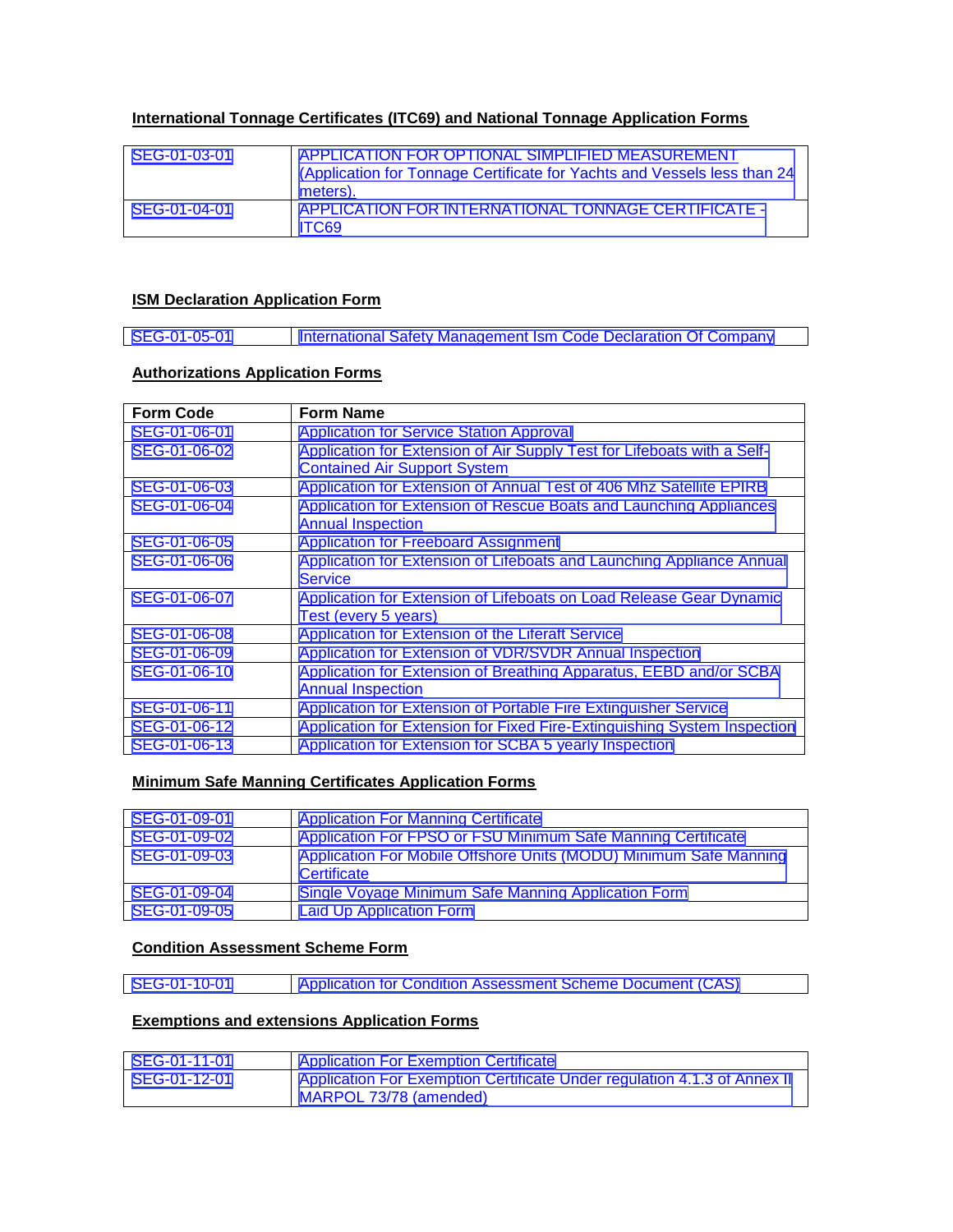## International Tonnage Certificates (ITC69) and National Tonnage Application Forms

| | |
|---|---|
| SEG-01-03-01 | APPLICATION FOR OPTIONAL SIMPLIFIED MEASUREMENT (Application for Tonnage Certificate for Yachts and Vessels less than 24 meters). |
| SEG-01-04-01 | APPLICATION FOR INTERNATIONAL TONNAGE CERTIFICATE - ITC69 |

## ISM Declaration Application Form

| | |
|---|---|
| SEG-01-05-01 | International Safety Management Ism Code Declaration Of Company |

## Authorizations Application Forms

| Form Code | Form Name |
|---|---|
| SEG-01-06-01 | Application for Service Station Approval |
| SEG-01-06-02 | Application for Extension of Air Supply Test for Lifeboats with a Self-Contained Air Support System |
| SEG-01-06-03 | Application for Extension of Annual Test of 406 Mhz Satellite EPIRB |
| SEG-01-06-04 | Application for Extension of Rescue Boats and Launching Appliances Annual Inspection |
| SEG-01-06-05 | Application for Freeboard Assignment |
| SEG-01-06-06 | Application for Extension of Lifeboats and Launching Appliance Annual Service |
| SEG-01-06-07 | Application for Extension of Lifeboats on Load Release Gear Dynamic Test (every 5 years) |
| SEG-01-06-08 | Application for Extension of the Liferaft Service |
| SEG-01-06-09 | Application for Extension of VDR/SVDR Annual Inspection |
| SEG-01-06-10 | Application for Extension of Breathing Apparatus, EEBD and/or SCBA Annual Inspection |
| SEG-01-06-11 | Application for Extension of Portable Fire Extinguisher Service |
| SEG-01-06-12 | Application for Extension for Fixed Fire-Extinguishing System Inspection |
| SEG-01-06-13 | Application for Extension for SCBA 5 yearly Inspection |

## Minimum Safe Manning Certificates Application Forms

| | |
|---|---|
| SEG-01-09-01 | Application For Manning Certificate |
| SEG-01-09-02 | Application For FPSO or FSU Minimum Safe Manning Certificate |
| SEG-01-09-03 | Application For Mobile Offshore Units (MODU) Minimum Safe Manning Certificate |
| SEG-01-09-04 | Single Voyage Minimum Safe Manning Application Form |
| SEG-01-09-05 | Laid Up Application Form |

## Condition Assessment Scheme Form

| | |
|---|---|
| SEG-01-10-01 | Application for Condition Assessment Scheme Document (CAS) |

## Exemptions and extensions Application Forms

| | |
|---|---|
| SEG-01-11-01 | Application For Exemption Certificate |
| SEG-01-12-01 | Application For Exemption Certificate Under regulation 4.1.3 of Annex II MARPOL 73/78 (amended) |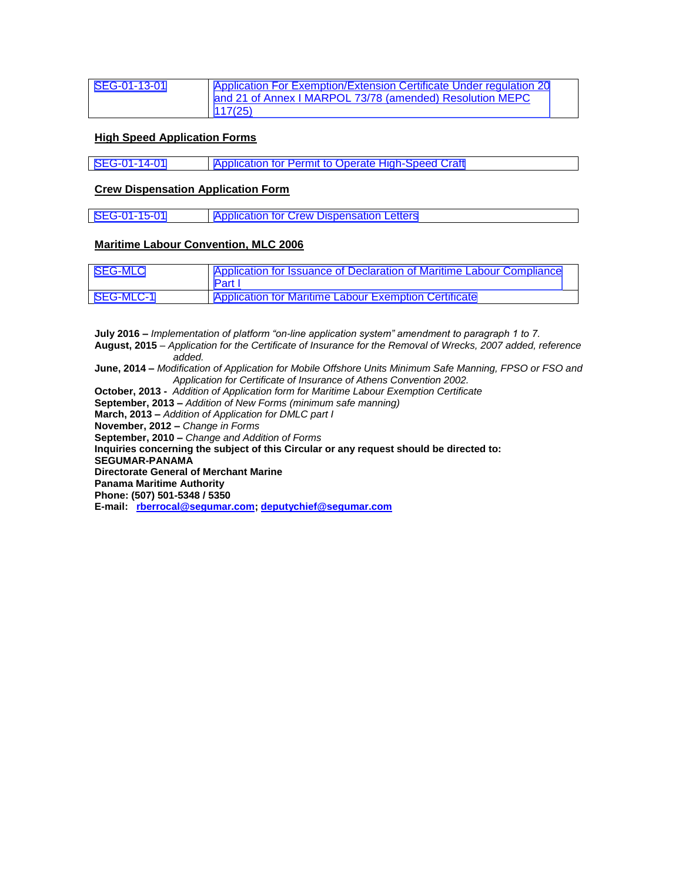| | |
|---|---|
| SEG-01-13-01 | Application For Exemption/Extension Certificate Under regulation 20 and 21 of Annex I MARPOL 73/78 (amended) Resolution MEPC 117(25) |

**High Speed Application Forms**

| | |
|---|---|
| SEG-01-14-01 | Application for Permit to Operate High-Speed Craft |

**Crew Dispensation Application Form**

| | |
|---|---|
| SEG-01-15-01 | Application for Crew Dispensation Letters |

**Maritime Labour Convention, MLC 2006**

| | |
|---|---|
| SEG-MLC | Application for Issuance of Declaration of Maritime Labour Compliance Part I |
| SEG-MLC-1 | Application for Maritime Labour Exemption Certificate |

**July 2016 –** *Implementation of platform "on-line application system" amendment to paragraph 1 to 7.*
**August, 2015** – *Application for the Certificate of Insurance for the Removal of Wrecks, 2007 added, reference added.*
**June, 2014 –** *Modification of Application for Mobile Offshore Units Minimum Safe Manning, FPSO or FSO and Application for Certificate of Insurance of Athens Convention 2002.*
**October, 2013 -** *Addition of Application form for Maritime Labour Exemption Certificate*
**September, 2013 –** *Addition of New Forms (minimum safe manning)*
**March, 2013 –** *Addition of Application for DMLC part I*
**November, 2012 –** *Change in Forms*
**September, 2010 –** *Change and Addition of Forms*

**Inquiries concerning the subject of this Circular or any request should be directed to:**
**SEGUMAR-PANAMA**
**Directorate General of Merchant Marine**
**Panama Maritime Authority**
**Phone: (507) 501-5348 / 5350**
**E-mail: rberrocal@segumar.com; deputychief@segumar.com**